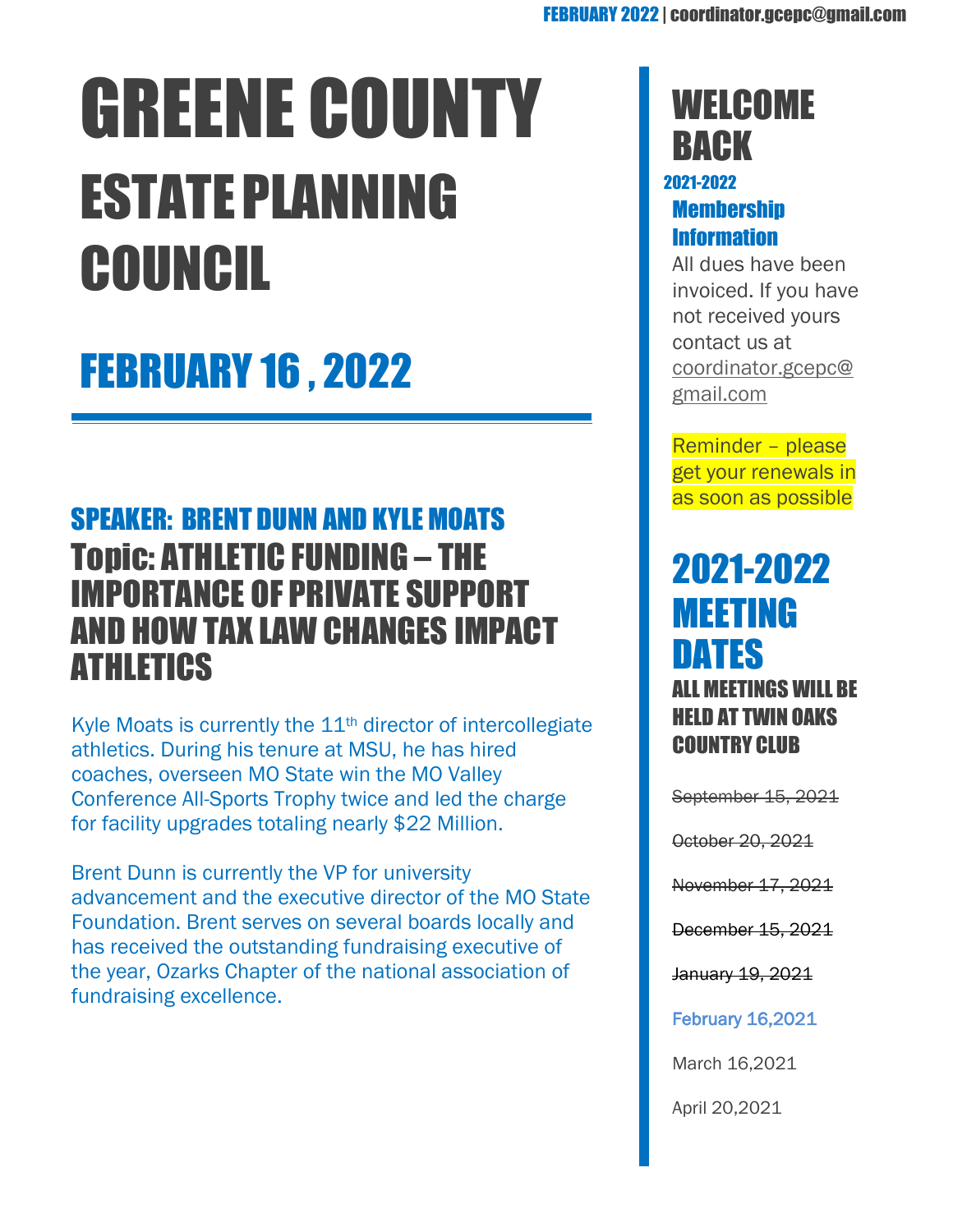# GREENE COUNTY ESTATE PLANNING COUNCIL

## FEBRUARY 16 , 2022

### SPEAKER: BRENT DUNN AND KYLE MOATS

### Topic: ATHLETIC FUNDING – THE IMPORTANCE OF PRIVATE SUPPORT AND HOW TAX LAW CHANGES IMPACT ATHLETICS

Kyle Moats is currently the 11th director of intercollegiate athletics. During his tenure at MSU, he has hired coaches, overseen MO State win the MO Valley Conference All-Sports Trophy twice and led the charge for facility upgrades totaling nearly $22 Million.

Brent Dunn is currently the VP for university advancement and the executive director of the MO State Foundation. Brent serves on several boards locally and has received the outstanding fundraising executive of the year, Ozarks Chapter of the national association of fundraising excellence.

## WELCOME BACK

**2021-2022**

### Membership Information

All dues have been invoiced. If you have not received yours contact us at coordinator.gcepc@gmail.com

Reminder – please get your renewals in as soon as possible

## 2021-2022 MEETING DATES

**ALL MEETINGS WILL BE HELD AT TWIN OAKS COUNTRY CLUB**

~~September 15, 2021~~

~~October 20, 2021~~

~~November 17, 2021~~

~~December 15, 2021~~

~~January 19, 2021~~

February 16,2021

March 16,2021

April 20,2021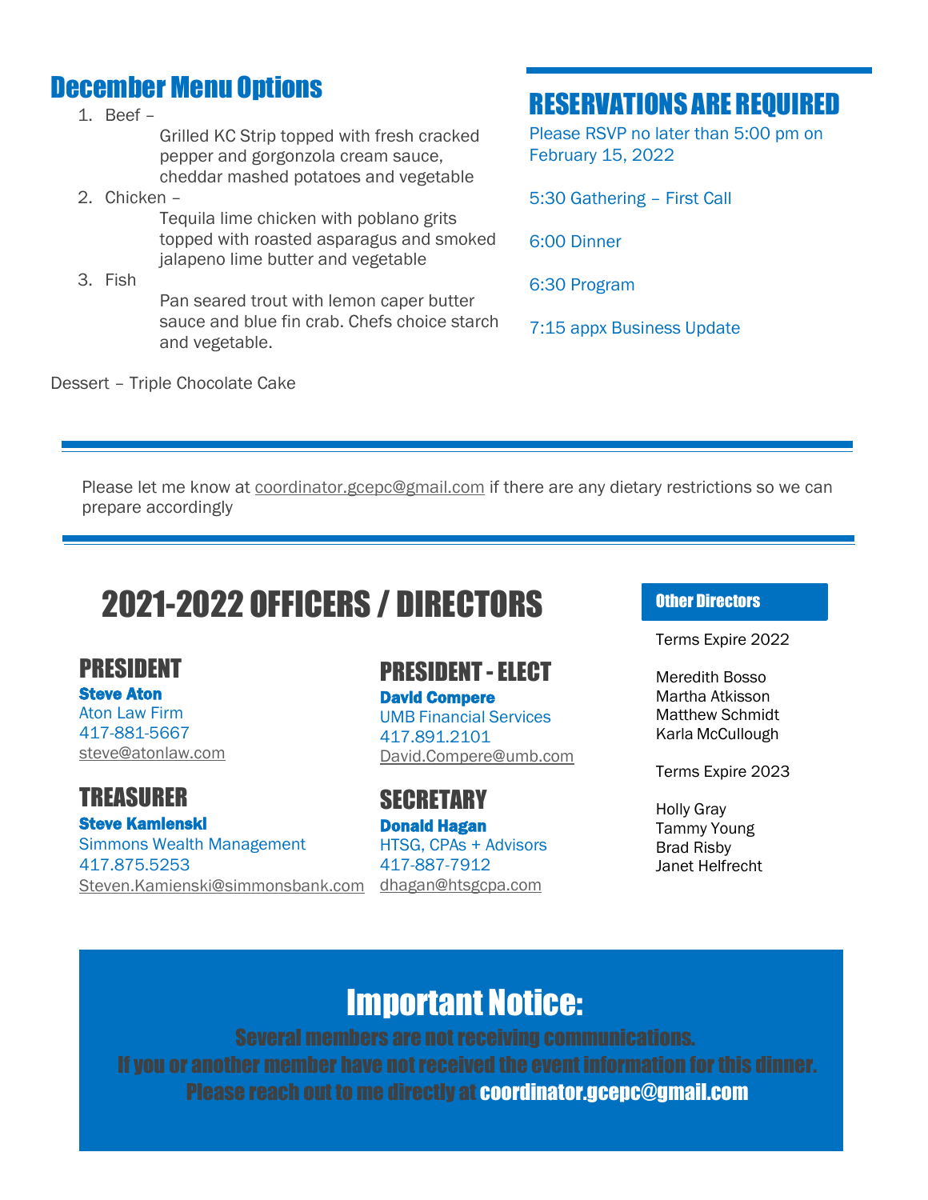## December Menu Options

1. Beef –
   Grilled KC Strip topped with fresh cracked pepper and gorgonzola cream sauce, cheddar mashed potatoes and vegetable
2. Chicken –
   Tequila lime chicken with poblano grits topped with roasted asparagus and smoked jalapeno lime butter and vegetable
3. Fish
   Pan seared trout with lemon caper butter sauce and blue fin crab. Chefs choice starch and vegetable.

Dessert – Triple Chocolate Cake

## RESERVATIONS ARE REQUIRED

Please RSVP no later than 5:00 pm on February 15, 2022

5:30 Gathering – First Call

6:00 Dinner

6:30 Program

7:15 appx Business Update

---

Please let me know at coordinator.gcepc@gmail.com if there are any dietary restrictions so we can prepare accordingly

---

# 2021-2022 OFFICERS / DIRECTORS

### PRESIDENT

**Steve Aton**
Aton Law Firm
417-881-5667
steve@atonlaw.com

### PRESIDENT - ELECT

**David Compere**
UMB Financial Services
417.891.2101
David.Compere@umb.com

### TREASURER

**Steve Kamienski**
Simmons Wealth Management
417.875.5253
Steven.Kamienski@simmonsbank.com

### SECRETARY

**Donald Hagan**
HTSG, CPAs + Advisors
417-887-7912
dhagan@htsgcpa.com

### Other Directors

Terms Expire 2022

Meredith Bosso
Martha Atkisson
Matthew Schmidt
Karla McCullough

Terms Expire 2023

Holly Gray
Tammy Young
Brad Risby
Janet Helfrecht

## Important Notice:

**Several members are not receiving communications.**
**If you or another member have not received the event information for this dinner.**
**Please reach out to me directly at coordinator.gcepc@gmail.com**